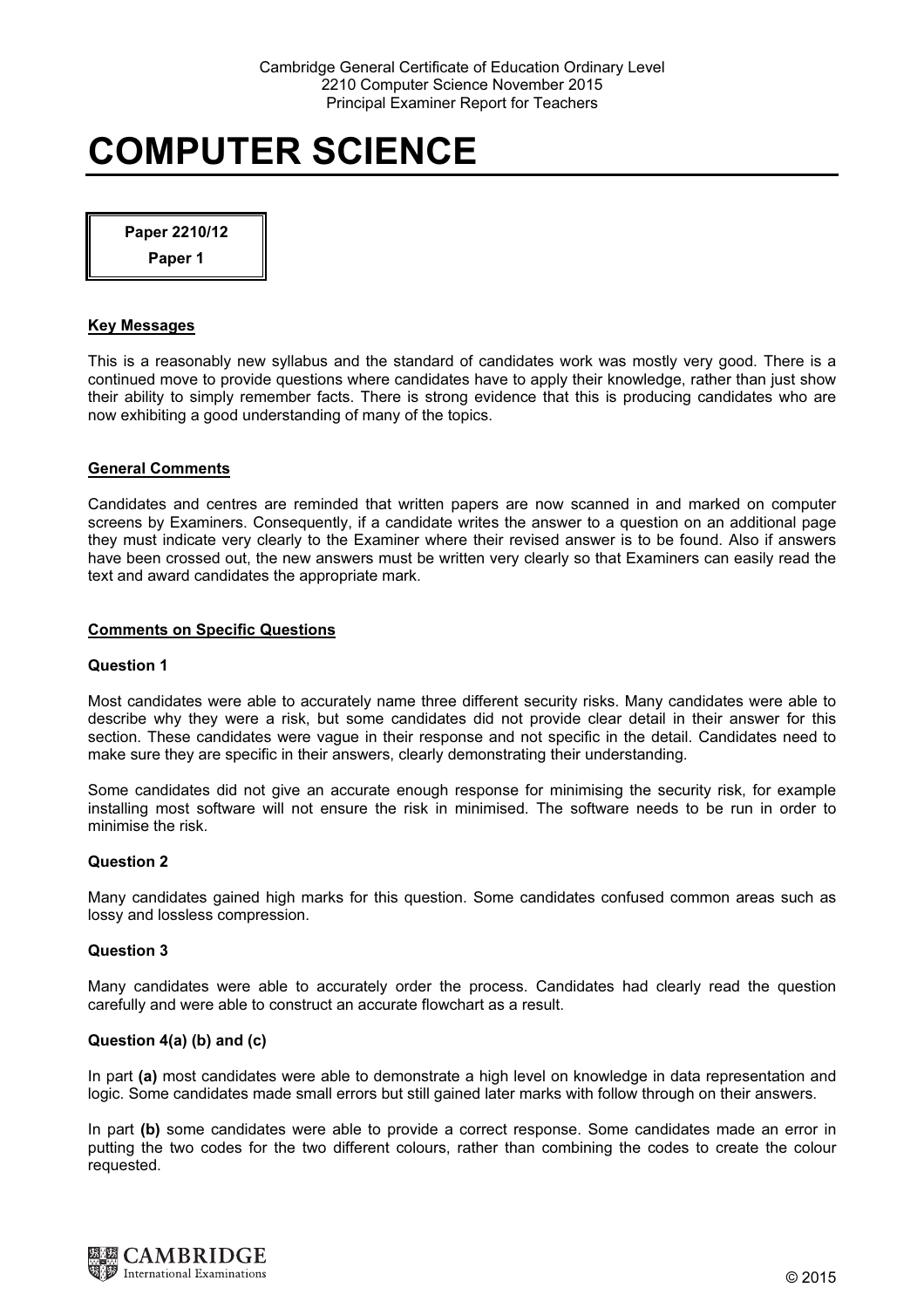# COMPUTER SCIENCE

**Paper 2210/12**

**Paper 1**

## Key Messages

This is a reasonably new syllabus and the standard of candidates work was mostly very good. There is a continued move to provide questions where candidates have to apply their knowledge, rather than just show their ability to simply remember facts. There is strong evidence that this is producing candidates who are now exhibiting a good understanding of many of the topics.

## General Comments

Candidates and centres are reminded that written papers are now scanned in and marked on computer screens by Examiners. Consequently, if a candidate writes the answer to a question on an additional page they must indicate very clearly to the Examiner where their revised answer is to be found. Also if answers have been crossed out, the new answers must be written very clearly so that Examiners can easily read the text and award candidates the appropriate mark.

## Comments on Specific Questions

### Question 1

Most candidates were able to accurately name three different security risks. Many candidates were able to describe why they were a risk, but some candidates did not provide clear detail in their answer for this section. These candidates were vague in their response and not specific in the detail. Candidates need to make sure they are specific in their answers, clearly demonstrating their understanding.

Some candidates did not give an accurate enough response for minimising the security risk, for example installing most software will not ensure the risk in minimised. The software needs to be run in order to minimise the risk.

### Question 2

Many candidates gained high marks for this question. Some candidates confused common areas such as lossy and lossless compression.

### Question 3

Many candidates were able to accurately order the process. Candidates had clearly read the question carefully and were able to construct an accurate flowchart as a result.

### Question 4(a) (b) and (c)

In part **(a)** most candidates were able to demonstrate a high level on knowledge in data representation and logic. Some candidates made small errors but still gained later marks with follow through on their answers.

In part **(b)** some candidates were able to provide a correct response. Some candidates made an error in putting the two codes for the two different colours, rather than combining the codes to create the colour requested.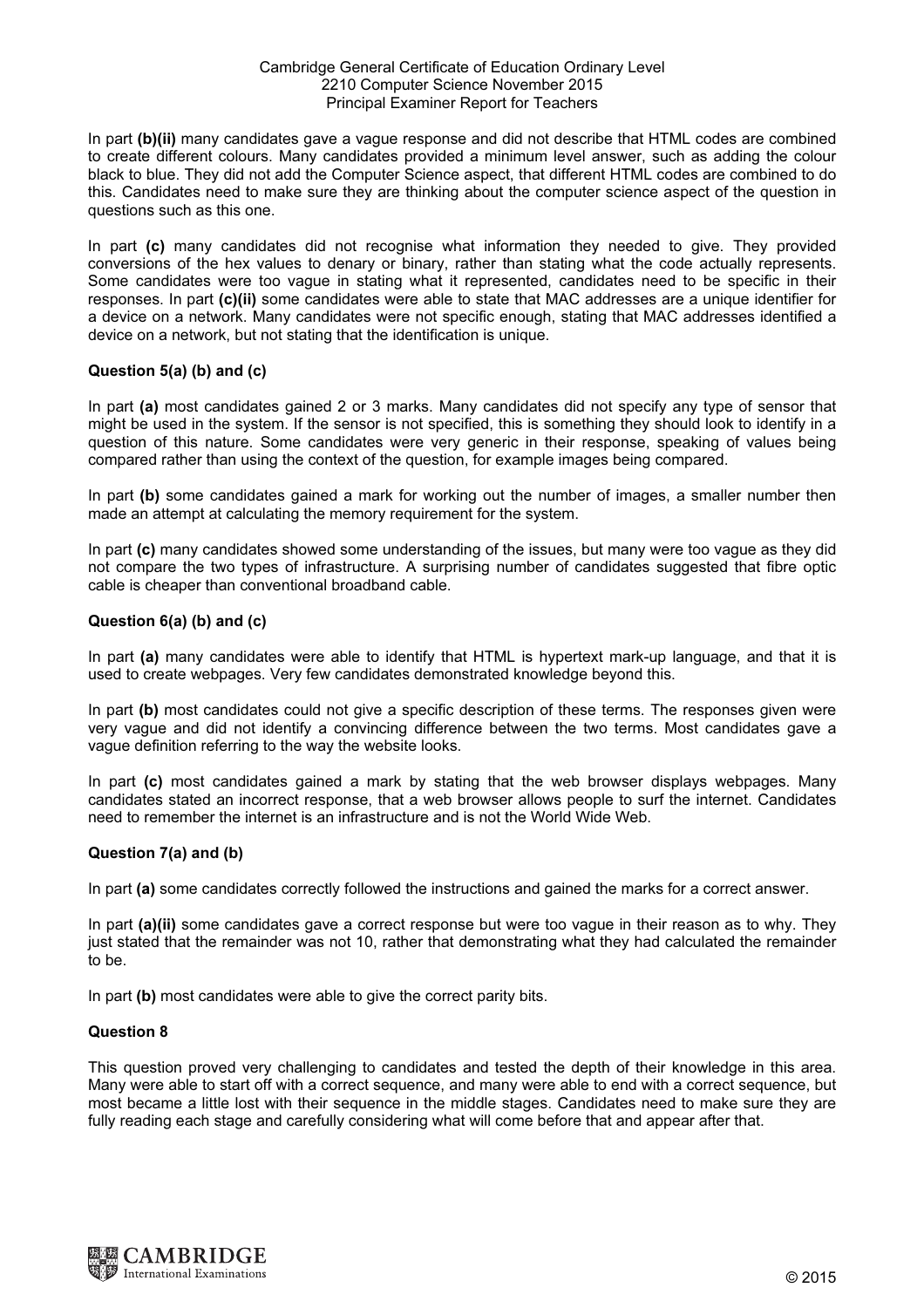In part **(b)(ii)** many candidates gave a vague response and did not describe that HTML codes are combined to create different colours. Many candidates provided a minimum level answer, such as adding the colour black to blue. They did not add the Computer Science aspect, that different HTML codes are combined to do this. Candidates need to make sure they are thinking about the computer science aspect of the question in questions such as this one.

In part **(c)** many candidates did not recognise what information they needed to give. They provided conversions of the hex values to denary or binary, rather than stating what the code actually represents. Some candidates were too vague in stating what it represented, candidates need to be specific in their responses. In part **(c)(ii)** some candidates were able to state that MAC addresses are a unique identifier for a device on a network. Many candidates were not specific enough, stating that MAC addresses identified a device on a network, but not stating that the identification is unique.

**Question 5(a) (b) and (c)**

In part **(a)** most candidates gained 2 or 3 marks. Many candidates did not specify any type of sensor that might be used in the system. If the sensor is not specified, this is something they should look to identify in a question of this nature. Some candidates were very generic in their response, speaking of values being compared rather than using the context of the question, for example images being compared.

In part **(b)** some candidates gained a mark for working out the number of images, a smaller number then made an attempt at calculating the memory requirement for the system.

In part **(c)** many candidates showed some understanding of the issues, but many were too vague as they did not compare the two types of infrastructure. A surprising number of candidates suggested that fibre optic cable is cheaper than conventional broadband cable.

**Question 6(a) (b) and (c)**

In part **(a)** many candidates were able to identify that HTML is hypertext mark-up language, and that it is used to create webpages. Very few candidates demonstrated knowledge beyond this.

In part **(b)** most candidates could not give a specific description of these terms. The responses given were very vague and did not identify a convincing difference between the two terms. Most candidates gave a vague definition referring to the way the website looks.

In part **(c)** most candidates gained a mark by stating that the web browser displays webpages. Many candidates stated an incorrect response, that a web browser allows people to surf the internet. Candidates need to remember the internet is an infrastructure and is not the World Wide Web.

**Question 7(a) and (b)**

In part **(a)** some candidates correctly followed the instructions and gained the marks for a correct answer.

In part **(a)(ii)** some candidates gave a correct response but were too vague in their reason as to why. They just stated that the remainder was not 10, rather that demonstrating what they had calculated the remainder to be.

In part **(b)** most candidates were able to give the correct parity bits.

**Question 8**

This question proved very challenging to candidates and tested the depth of their knowledge in this area. Many were able to start off with a correct sequence, and many were able to end with a correct sequence, but most became a little lost with their sequence in the middle stages. Candidates need to make sure they are fully reading each stage and carefully considering what will come before that and appear after that.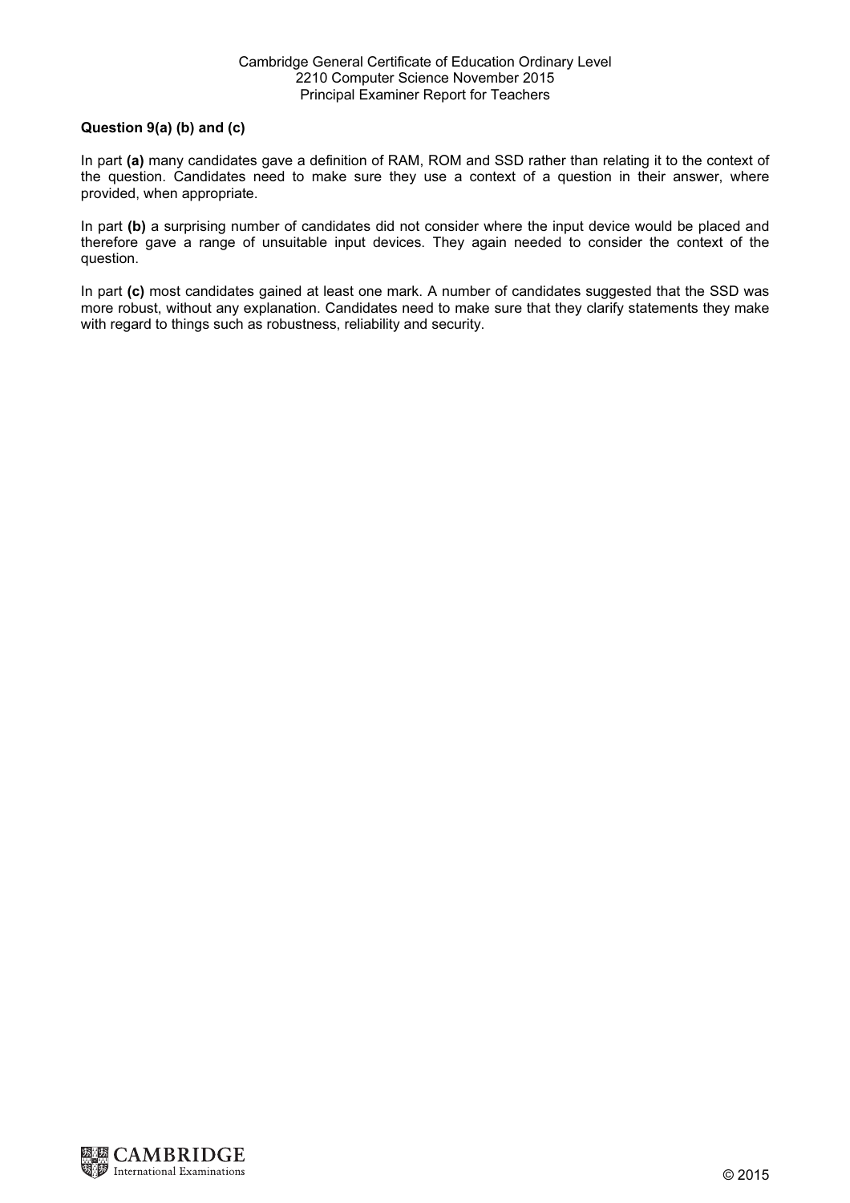**Question 9(a) (b) and (c)**

In part **(a)** many candidates gave a definition of RAM, ROM and SSD rather than relating it to the context of the question. Candidates need to make sure they use a context of a question in their answer, where provided, when appropriate.

In part **(b)** a surprising number of candidates did not consider where the input device would be placed and therefore gave a range of unsuitable input devices. They again needed to consider the context of the question.

In part **(c)** most candidates gained at least one mark. A number of candidates suggested that the SSD was more robust, without any explanation. Candidates need to make sure that they clarify statements they make with regard to things such as robustness, reliability and security.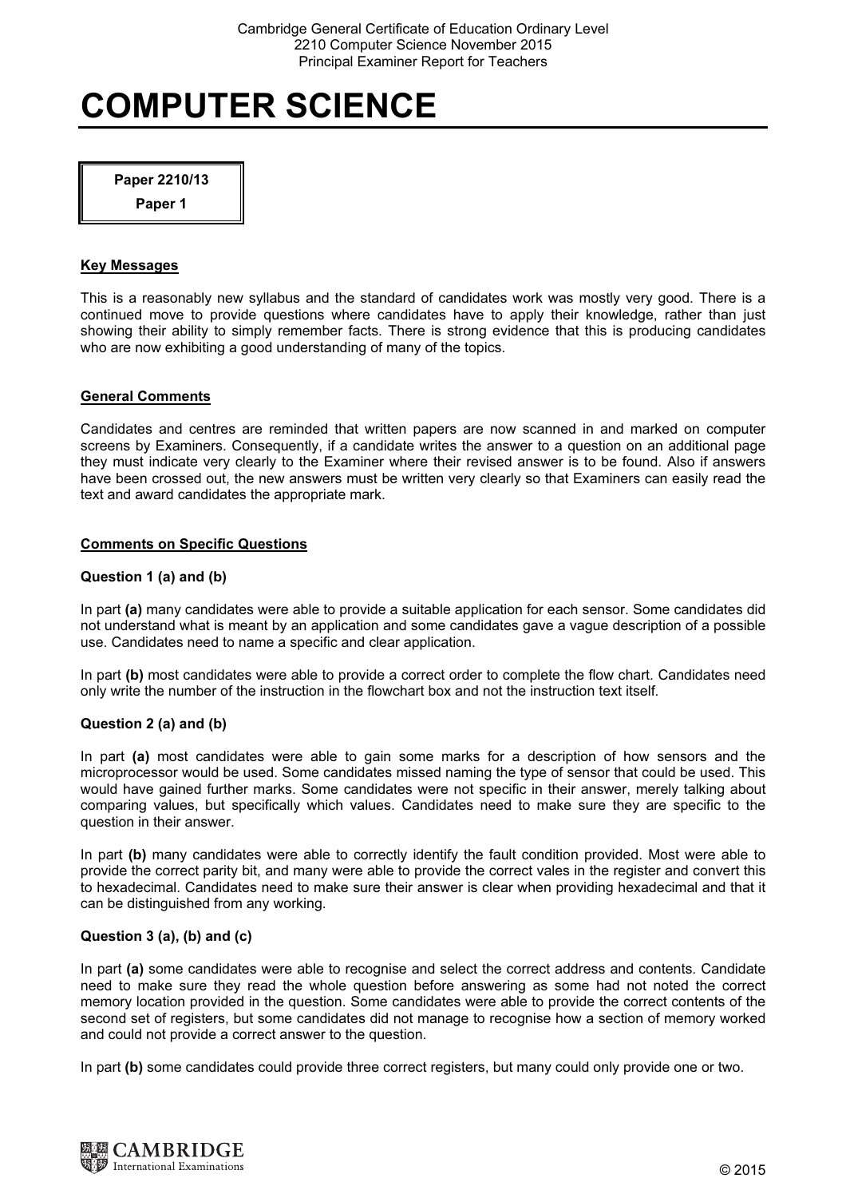# COMPUTER SCIENCE

**Paper 2210/13**

**Paper 1**

## Key Messages

This is a reasonably new syllabus and the standard of candidates work was mostly very good. There is a continued move to provide questions where candidates have to apply their knowledge, rather than just showing their ability to simply remember facts. There is strong evidence that this is producing candidates who are now exhibiting a good understanding of many of the topics.

## General Comments

Candidates and centres are reminded that written papers are now scanned in and marked on computer screens by Examiners. Consequently, if a candidate writes the answer to a question on an additional page they must indicate very clearly to the Examiner where their revised answer is to be found. Also if answers have been crossed out, the new answers must be written very clearly so that Examiners can easily read the text and award candidates the appropriate mark.

## Comments on Specific Questions

### Question 1 (a) and (b)

In part **(a)** many candidates were able to provide a suitable application for each sensor. Some candidates did not understand what is meant by an application and some candidates gave a vague description of a possible use. Candidates need to name a specific and clear application.

In part **(b)** most candidates were able to provide a correct order to complete the flow chart. Candidates need only write the number of the instruction in the flowchart box and not the instruction text itself.

### Question 2 (a) and (b)

In part **(a)** most candidates were able to gain some marks for a description of how sensors and the microprocessor would be used. Some candidates missed naming the type of sensor that could be used. This would have gained further marks. Some candidates were not specific in their answer, merely talking about comparing values, but specifically which values. Candidates need to make sure they are specific to the question in their answer.

In part **(b)** many candidates were able to correctly identify the fault condition provided. Most were able to provide the correct parity bit, and many were able to provide the correct vales in the register and convert this to hexadecimal. Candidates need to make sure their answer is clear when providing hexadecimal and that it can be distinguished from any working.

### Question 3 (a), (b) and (c)

In part **(a)** some candidates were able to recognise and select the correct address and contents. Candidate need to make sure they read the whole question before answering as some had not noted the correct memory location provided in the question. Some candidates were able to provide the correct contents of the second set of registers, but some candidates did not manage to recognise how a section of memory worked and could not provide a correct answer to the question.

In part **(b)** some candidates could provide three correct registers, but many could only provide one or two.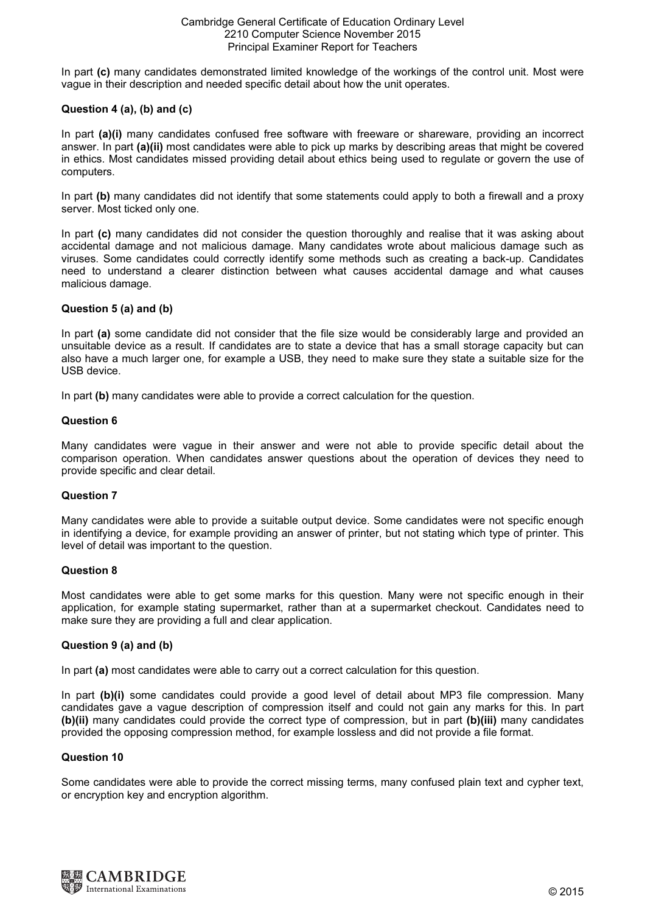In part **(c)** many candidates demonstrated limited knowledge of the workings of the control unit. Most were vague in their description and needed specific detail about how the unit operates.

**Question 4 (a), (b) and (c)**

In part **(a)(i)** many candidates confused free software with freeware or shareware, providing an incorrect answer. In part **(a)(ii)** most candidates were able to pick up marks by describing areas that might be covered in ethics. Most candidates missed providing detail about ethics being used to regulate or govern the use of computers.

In part **(b)** many candidates did not identify that some statements could apply to both a firewall and a proxy server. Most ticked only one.

In part **(c)** many candidates did not consider the question thoroughly and realise that it was asking about accidental damage and not malicious damage. Many candidates wrote about malicious damage such as viruses. Some candidates could correctly identify some methods such as creating a back-up. Candidates need to understand a clearer distinction between what causes accidental damage and what causes malicious damage.

**Question 5 (a) and (b)**

In part **(a)** some candidate did not consider that the file size would be considerably large and provided an unsuitable device as a result. If candidates are to state a device that has a small storage capacity but can also have a much larger one, for example a USB, they need to make sure they state a suitable size for the USB device.

In part **(b)** many candidates were able to provide a correct calculation for the question.

**Question 6**

Many candidates were vague in their answer and were not able to provide specific detail about the comparison operation. When candidates answer questions about the operation of devices they need to provide specific and clear detail.

**Question 7**

Many candidates were able to provide a suitable output device. Some candidates were not specific enough in identifying a device, for example providing an answer of printer, but not stating which type of printer. This level of detail was important to the question.

**Question 8**

Most candidates were able to get some marks for this question. Many were not specific enough in their application, for example stating supermarket, rather than at a supermarket checkout. Candidates need to make sure they are providing a full and clear application.

**Question 9 (a) and (b)**

In part **(a)** most candidates were able to carry out a correct calculation for this question.

In part **(b)(i)** some candidates could provide a good level of detail about MP3 file compression. Many candidates gave a vague description of compression itself and could not gain any marks for this. In part **(b)(ii)** many candidates could provide the correct type of compression, but in part **(b)(iii)** many candidates provided the opposing compression method, for example lossless and did not provide a file format.

**Question 10**

Some candidates were able to provide the correct missing terms, many confused plain text and cypher text, or encryption key and encryption algorithm.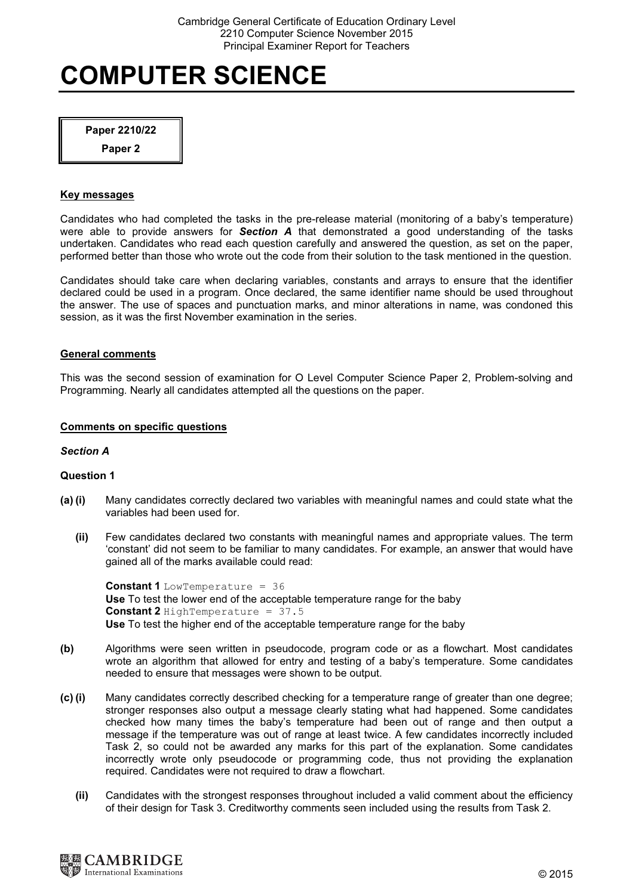# COMPUTER SCIENCE

**Paper 2210/22**
**Paper 2**

## Key messages

Candidates who had completed the tasks in the pre-release material (monitoring of a baby's temperature) were able to provide answers for ***Section A*** that demonstrated a good understanding of the tasks undertaken. Candidates who read each question carefully and answered the question, as set on the paper, performed better than those who wrote out the code from their solution to the task mentioned in the question.

Candidates should take care when declaring variables, constants and arrays to ensure that the identifier declared could be used in a program. Once declared, the same identifier name should be used throughout the answer. The use of spaces and punctuation marks, and minor alterations in name, was condoned this session, as it was the first November examination in the series.

## General comments

This was the second session of examination for O Level Computer Science Paper 2, Problem-solving and Programming. Nearly all candidates attempted all the questions on the paper.

## Comments on specific questions

### *Section A*

### Question 1

**(a) (i)** Many candidates correctly declared two variables with meaningful names and could state what the variables had been used for.

**(ii)** Few candidates declared two constants with meaningful names and appropriate values. The term 'constant' did not seem to be familiar to many candidates. For example, an answer that would have gained all of the marks available could read:

**Constant 1** `LowTemperature = 36`
**Use** To test the lower end of the acceptable temperature range for the baby
**Constant 2** `HighTemperature = 37.5`
**Use** To test the higher end of the acceptable temperature range for the baby

**(b)** Algorithms were seen written in pseudocode, program code or as a flowchart. Most candidates wrote an algorithm that allowed for entry and testing of a baby's temperature. Some candidates needed to ensure that messages were shown to be output.

**(c) (i)** Many candidates correctly described checking for a temperature range of greater than one degree; stronger responses also output a message clearly stating what had happened. Some candidates checked how many times the baby's temperature had been out of range and then output a message if the temperature was out of range at least twice. A few candidates incorrectly included Task 2, so could not be awarded any marks for this part of the explanation. Some candidates incorrectly wrote only pseudocode or programming code, thus not providing the explanation required. Candidates were not required to draw a flowchart.

**(ii)** Candidates with the strongest responses throughout included a valid comment about the efficiency of their design for Task 3. Creditworthy comments seen included using the results from Task 2.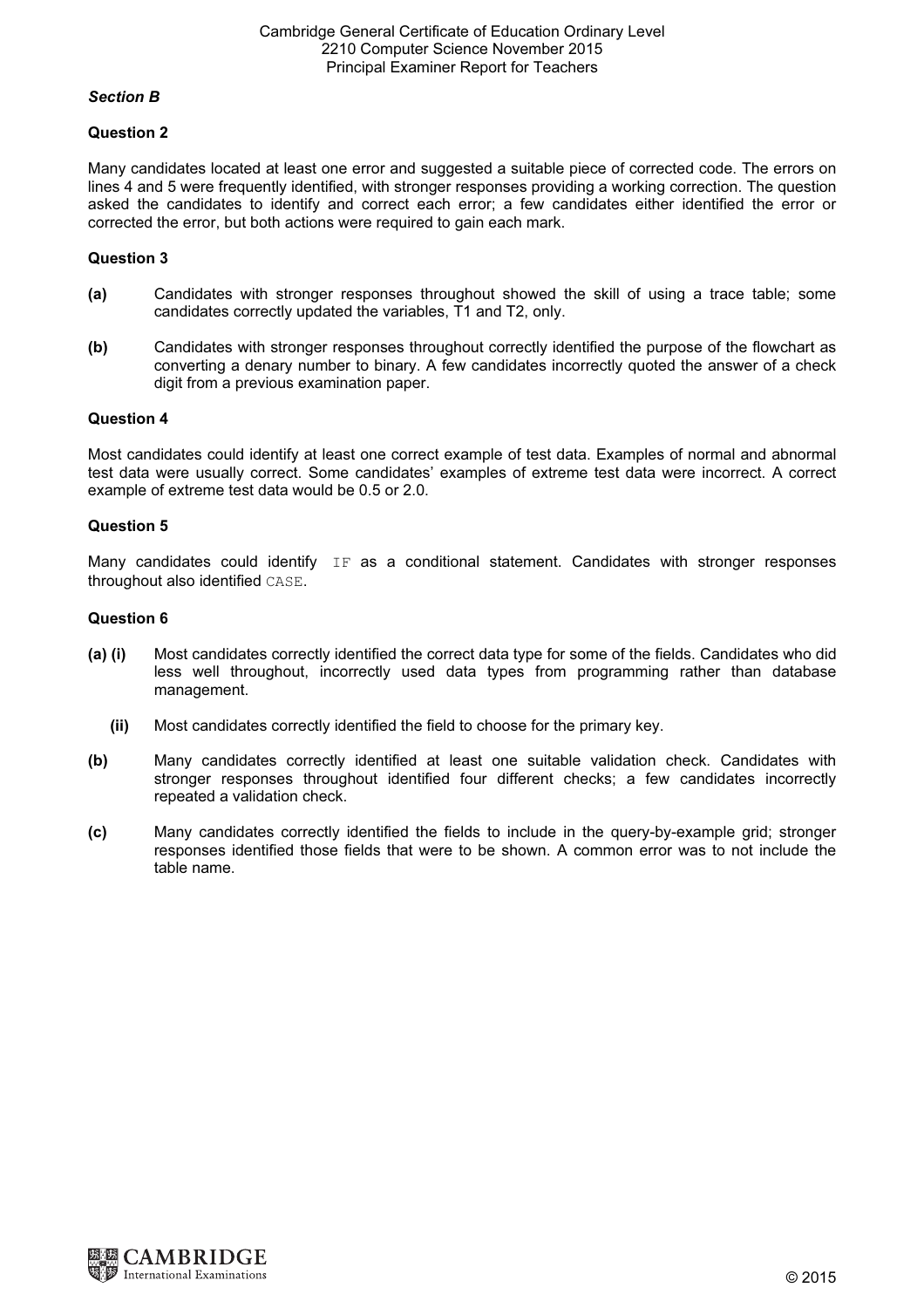*Section B*

### Question 2

Many candidates located at least one error and suggested a suitable piece of corrected code. The errors on lines 4 and 5 were frequently identified, with stronger responses providing a working correction. The question asked the candidates to identify and correct each error; a few candidates either identified the error or corrected the error, but both actions were required to gain each mark.

### Question 3

**(a)** Candidates with stronger responses throughout showed the skill of using a trace table; some candidates correctly updated the variables, T1 and T2, only.

**(b)** Candidates with stronger responses throughout correctly identified the purpose of the flowchart as converting a denary number to binary. A few candidates incorrectly quoted the answer of a check digit from a previous examination paper.

### Question 4

Most candidates could identify at least one correct example of test data. Examples of normal and abnormal test data were usually correct. Some candidates' examples of extreme test data were incorrect. A correct example of extreme test data would be 0.5 or 2.0.

### Question 5

Many candidates could identify `IF` as a conditional statement. Candidates with stronger responses throughout also identified `CASE`.

### Question 6

**(a) (i)** Most candidates correctly identified the correct data type for some of the fields. Candidates who did less well throughout, incorrectly used data types from programming rather than database management.

**(ii)** Most candidates correctly identified the field to choose for the primary key.

**(b)** Many candidates correctly identified at least one suitable validation check. Candidates with stronger responses throughout identified four different checks; a few candidates incorrectly repeated a validation check.

**(c)** Many candidates correctly identified the fields to include in the query-by-example grid; stronger responses identified those fields that were to be shown. A common error was to not include the table name.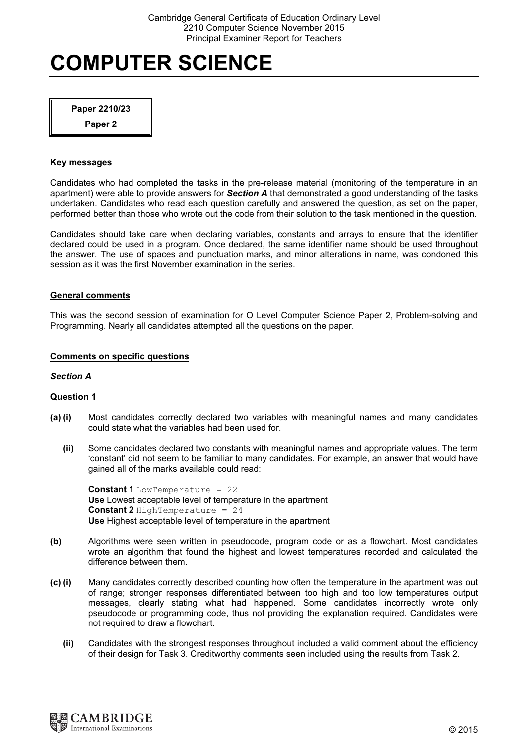# COMPUTER SCIENCE

**Paper 2210/23**

**Paper 2**

## Key messages

Candidates who had completed the tasks in the pre-release material (monitoring of the temperature in an apartment) were able to provide answers for ***Section A*** that demonstrated a good understanding of the tasks undertaken. Candidates who read each question carefully and answered the question, as set on the paper, performed better than those who wrote out the code from their solution to the task mentioned in the question.

Candidates should take care when declaring variables, constants and arrays to ensure that the identifier declared could be used in a program. Once declared, the same identifier name should be used throughout the answer. The use of spaces and punctuation marks, and minor alterations in name, was condoned this session as it was the first November examination in the series.

## General comments

This was the second session of examination for O Level Computer Science Paper 2, Problem-solving and Programming. Nearly all candidates attempted all the questions on the paper.

## Comments on specific questions

### *Section A*

### Question 1

**(a) (i)** Most candidates correctly declared two variables with meaningful names and many candidates could state what the variables had been used for.

**(ii)** Some candidates declared two constants with meaningful names and appropriate values. The term 'constant' did not seem to be familiar to many candidates. For example, an answer that would have gained all of the marks available could read:

**Constant 1** `LowTemperature = 22`
**Use** Lowest acceptable level of temperature in the apartment
**Constant 2** `HighTemperature = 24`
**Use** Highest acceptable level of temperature in the apartment

**(b)** Algorithms were seen written in pseudocode, program code or as a flowchart. Most candidates wrote an algorithm that found the highest and lowest temperatures recorded and calculated the difference between them.

**(c) (i)** Many candidates correctly described counting how often the temperature in the apartment was out of range; stronger responses differentiated between too high and too low temperatures output messages, clearly stating what had happened. Some candidates incorrectly wrote only pseudocode or programming code, thus not providing the explanation required. Candidates were not required to draw a flowchart.

**(ii)** Candidates with the strongest responses throughout included a valid comment about the efficiency of their design for Task 3. Creditworthy comments seen included using the results from Task 2.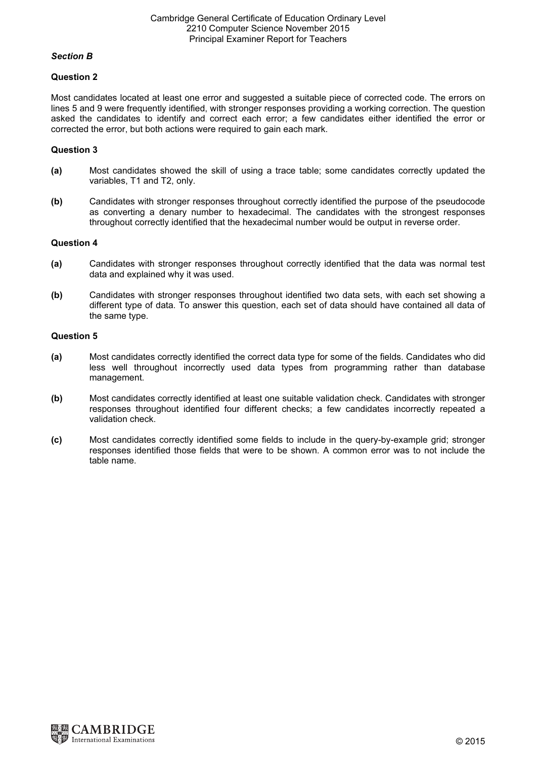*Section B*

**Question 2**

Most candidates located at least one error and suggested a suitable piece of corrected code. The errors on lines 5 and 9 were frequently identified, with stronger responses providing a working correction. The question asked the candidates to identify and correct each error; a few candidates either identified the error or corrected the error, but both actions were required to gain each mark.

**Question 3**

**(a)** Most candidates showed the skill of using a trace table; some candidates correctly updated the variables, T1 and T2, only.

**(b)** Candidates with stronger responses throughout correctly identified the purpose of the pseudocode as converting a denary number to hexadecimal. The candidates with the strongest responses throughout correctly identified that the hexadecimal number would be output in reverse order.

**Question 4**

**(a)** Candidates with stronger responses throughout correctly identified that the data was normal test data and explained why it was used.

**(b)** Candidates with stronger responses throughout identified two data sets, with each set showing a different type of data. To answer this question, each set of data should have contained all data of the same type.

**Question 5**

**(a)** Most candidates correctly identified the correct data type for some of the fields. Candidates who did less well throughout incorrectly used data types from programming rather than database management.

**(b)** Most candidates correctly identified at least one suitable validation check. Candidates with stronger responses throughout identified four different checks; a few candidates incorrectly repeated a validation check.

**(c)** Most candidates correctly identified some fields to include in the query-by-example grid; stronger responses identified those fields that were to be shown. A common error was to not include the table name.